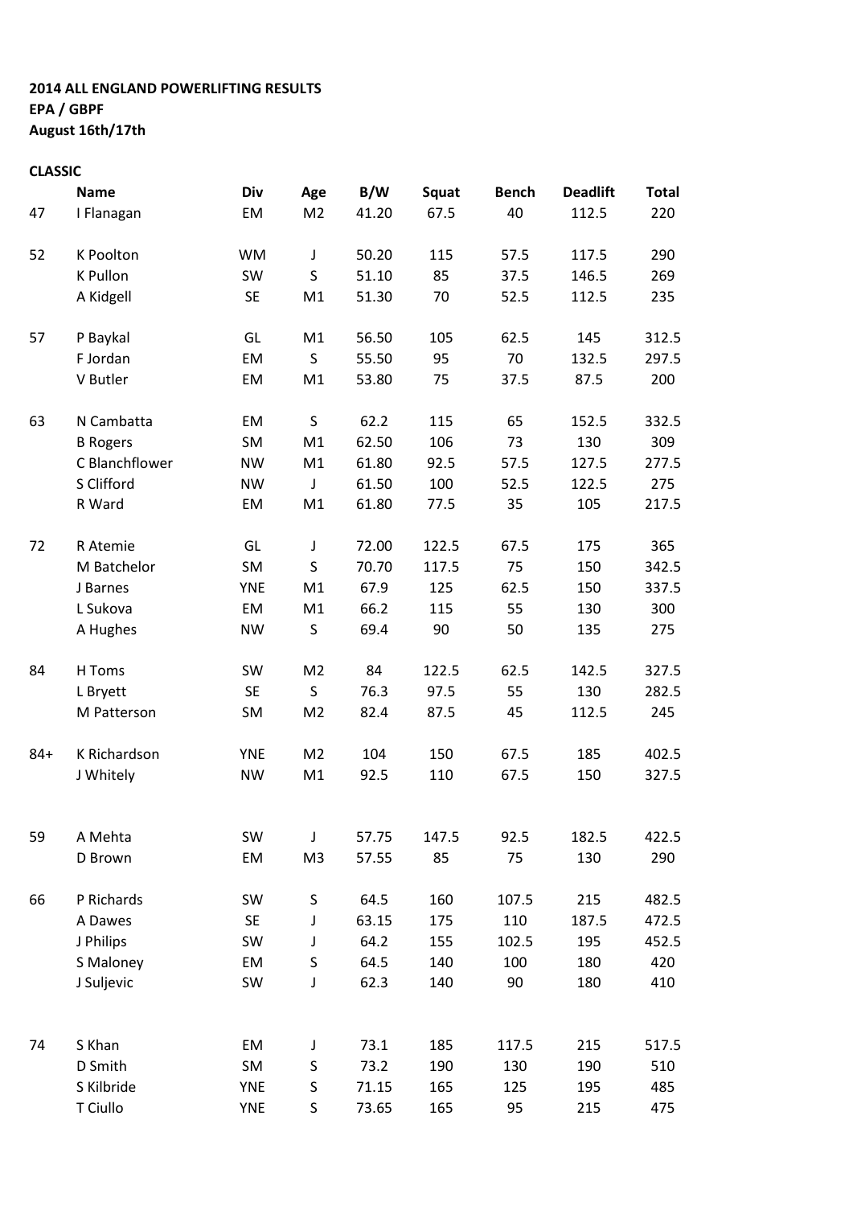**2014 ALL ENGLAND POWERLIFTING RESULTS**
**EPA / GBPF**
**August 16th/17th**

**CLASSIC**

| | Name | Div | Age | B/W | Squat | Bench | Deadlift | Total |
|---|---|---|---|---|---|---|---|---|
| 47 | I Flanagan | EM | M2 | 41.20 | 67.5 | 40 | 112.5 | 220 |
| | | | | | | | | |
| 52 | K Poolton | WM | J | 50.20 | 115 | 57.5 | 117.5 | 290 |
| | K Pullon | SW | S | 51.10 | 85 | 37.5 | 146.5 | 269 |
| | A Kidgell | SE | M1 | 51.30 | 70 | 52.5 | 112.5 | 235 |
| | | | | | | | | |
| 57 | P Baykal | GL | M1 | 56.50 | 105 | 62.5 | 145 | 312.5 |
| | F Jordan | EM | S | 55.50 | 95 | 70 | 132.5 | 297.5 |
| | V Butler | EM | M1 | 53.80 | 75 | 37.5 | 87.5 | 200 |
| | | | | | | | | |
| 63 | N Cambatta | EM | S | 62.2 | 115 | 65 | 152.5 | 332.5 |
| | B Rogers | SM | M1 | 62.50 | 106 | 73 | 130 | 309 |
| | C Blanchflower | NW | M1 | 61.80 | 92.5 | 57.5 | 127.5 | 277.5 |
| | S Clifford | NW | J | 61.50 | 100 | 52.5 | 122.5 | 275 |
| | R Ward | EM | M1 | 61.80 | 77.5 | 35 | 105 | 217.5 |
| | | | | | | | | |
| 72 | R Atemie | GL | J | 72.00 | 122.5 | 67.5 | 175 | 365 |
| | M Batchelor | SM | S | 70.70 | 117.5 | 75 | 150 | 342.5 |
| | J Barnes | YNE | M1 | 67.9 | 125 | 62.5 | 150 | 337.5 |
| | L Sukova | EM | M1 | 66.2 | 115 | 55 | 130 | 300 |
| | A Hughes | NW | S | 69.4 | 90 | 50 | 135 | 275 |
| | | | | | | | | |
| 84 | H Toms | SW | M2 | 84 | 122.5 | 62.5 | 142.5 | 327.5 |
| | L Bryett | SE | S | 76.3 | 97.5 | 55 | 130 | 282.5 |
| | M Patterson | SM | M2 | 82.4 | 87.5 | 45 | 112.5 | 245 |
| | | | | | | | | |
| 84+ | K Richardson | YNE | M2 | 104 | 150 | 67.5 | 185 | 402.5 |
| | J Whitely | NW | M1 | 92.5 | 110 | 67.5 | 150 | 327.5 |
| | | | | | | | | |
| 59 | A Mehta | SW | J | 57.75 | 147.5 | 92.5 | 182.5 | 422.5 |
| | D Brown | EM | M3 | 57.55 | 85 | 75 | 130 | 290 |
| | | | | | | | | |
| 66 | P Richards | SW | S | 64.5 | 160 | 107.5 | 215 | 482.5 |
| | A Dawes | SE | J | 63.15 | 175 | 110 | 187.5 | 472.5 |
| | J Philips | SW | J | 64.2 | 155 | 102.5 | 195 | 452.5 |
| | S Maloney | EM | S | 64.5 | 140 | 100 | 180 | 420 |
| | J Suljevic | SW | J | 62.3 | 140 | 90 | 180 | 410 |
| | | | | | | | | |
| 74 | S Khan | EM | J | 73.1 | 185 | 117.5 | 215 | 517.5 |
| | D Smith | SM | S | 73.2 | 190 | 130 | 190 | 510 |
| | S Kilbride | YNE | S | 71.15 | 165 | 125 | 195 | 485 |
| | T Ciullo | YNE | S | 73.65 | 165 | 95 | 215 | 475 |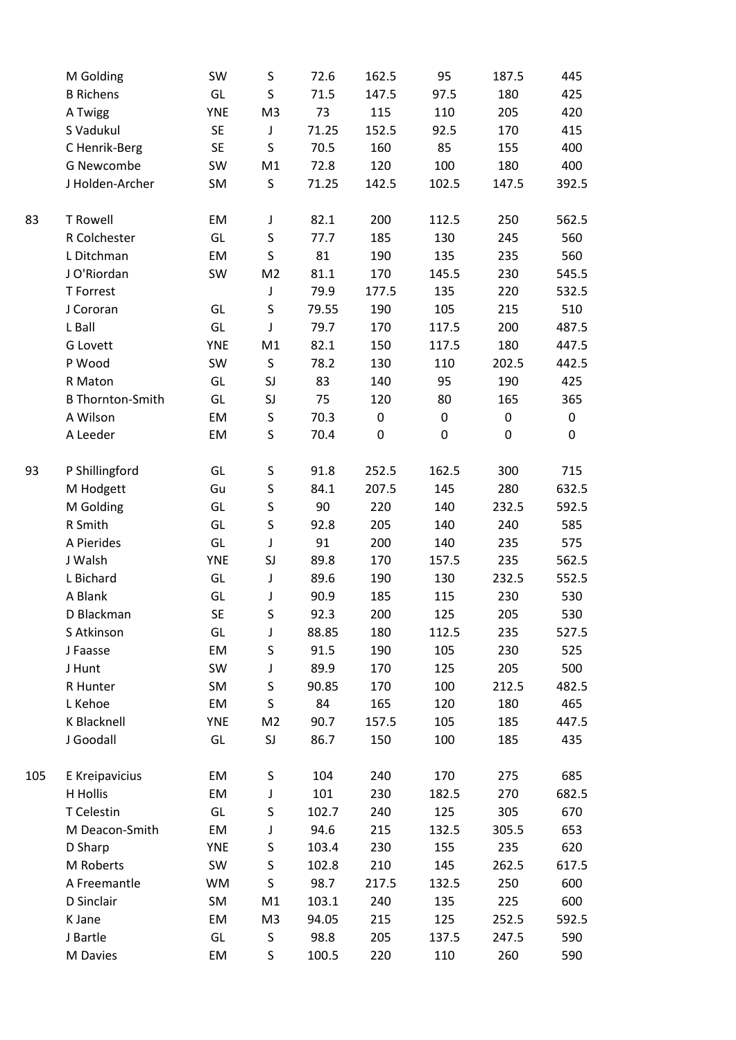| | | | | | | | | |
|---|---|---|---|---|---|---|---|---|
| | M Golding | SW | S | 72.6 | 162.5 | 95 | 187.5 | 445 |
| | B Richens | GL | S | 71.5 | 147.5 | 97.5 | 180 | 425 |
| | A Twigg | YNE | M3 | 73 | 115 | 110 | 205 | 420 |
| | S Vadukul | SE | J | 71.25 | 152.5 | 92.5 | 170 | 415 |
| | C Henrik-Berg | SE | S | 70.5 | 160 | 85 | 155 | 400 |
| | G Newcombe | SW | M1 | 72.8 | 120 | 100 | 180 | 400 |
| | J Holden-Archer | SM | S | 71.25 | 142.5 | 102.5 | 147.5 | 392.5 |
| | | | | | | | | |
| 83 | T Rowell | EM | J | 82.1 | 200 | 112.5 | 250 | 562.5 |
| | R Colchester | GL | S | 77.7 | 185 | 130 | 245 | 560 |
| | L Ditchman | EM | S | 81 | 190 | 135 | 235 | 560 |
| | J O'Riordan | SW | M2 | 81.1 | 170 | 145.5 | 230 | 545.5 |
| | T Forrest | | J | 79.9 | 177.5 | 135 | 220 | 532.5 |
| | J Cororan | GL | S | 79.55 | 190 | 105 | 215 | 510 |
| | L Ball | GL | J | 79.7 | 170 | 117.5 | 200 | 487.5 |
| | G Lovett | YNE | M1 | 82.1 | 150 | 117.5 | 180 | 447.5 |
| | P Wood | SW | S | 78.2 | 130 | 110 | 202.5 | 442.5 |
| | R Maton | GL | SJ | 83 | 140 | 95 | 190 | 425 |
| | B Thornton-Smith | GL | SJ | 75 | 120 | 80 | 165 | 365 |
| | A Wilson | EM | S | 70.3 | 0 | 0 | 0 | 0 |
| | A Leeder | EM | S | 70.4 | 0 | 0 | 0 | 0 |
| | | | | | | | | |
| 93 | P Shillingford | GL | S | 91.8 | 252.5 | 162.5 | 300 | 715 |
| | M Hodgett | Gu | S | 84.1 | 207.5 | 145 | 280 | 632.5 |
| | M Golding | GL | S | 90 | 220 | 140 | 232.5 | 592.5 |
| | R Smith | GL | S | 92.8 | 205 | 140 | 240 | 585 |
| | A Pierides | GL | J | 91 | 200 | 140 | 235 | 575 |
| | J Walsh | YNE | SJ | 89.8 | 170 | 157.5 | 235 | 562.5 |
| | L Bichard | GL | J | 89.6 | 190 | 130 | 232.5 | 552.5 |
| | A Blank | GL | J | 90.9 | 185 | 115 | 230 | 530 |
| | D Blackman | SE | S | 92.3 | 200 | 125 | 205 | 530 |
| | S Atkinson | GL | J | 88.85 | 180 | 112.5 | 235 | 527.5 |
| | J Faasse | EM | S | 91.5 | 190 | 105 | 230 | 525 |
| | J Hunt | SW | J | 89.9 | 170 | 125 | 205 | 500 |
| | R Hunter | SM | S | 90.85 | 170 | 100 | 212.5 | 482.5 |
| | L Kehoe | EM | S | 84 | 165 | 120 | 180 | 465 |
| | K Blacknell | YNE | M2 | 90.7 | 157.5 | 105 | 185 | 447.5 |
| | J Goodall | GL | SJ | 86.7 | 150 | 100 | 185 | 435 |
| | | | | | | | | |
| 105 | E Kreipavicius | EM | S | 104 | 240 | 170 | 275 | 685 |
| | H Hollis | EM | J | 101 | 230 | 182.5 | 270 | 682.5 |
| | T Celestin | GL | S | 102.7 | 240 | 125 | 305 | 670 |
| | M Deacon-Smith | EM | J | 94.6 | 215 | 132.5 | 305.5 | 653 |
| | D Sharp | YNE | S | 103.4 | 230 | 155 | 235 | 620 |
| | M Roberts | SW | S | 102.8 | 210 | 145 | 262.5 | 617.5 |
| | A Freemantle | WM | S | 98.7 | 217.5 | 132.5 | 250 | 600 |
| | D Sinclair | SM | M1 | 103.1 | 240 | 135 | 225 | 600 |
| | K Jane | EM | M3 | 94.05 | 215 | 125 | 252.5 | 592.5 |
| | J Bartle | GL | S | 98.8 | 205 | 137.5 | 247.5 | 590 |
| | M Davies | EM | S | 100.5 | 220 | 110 | 260 | 590 |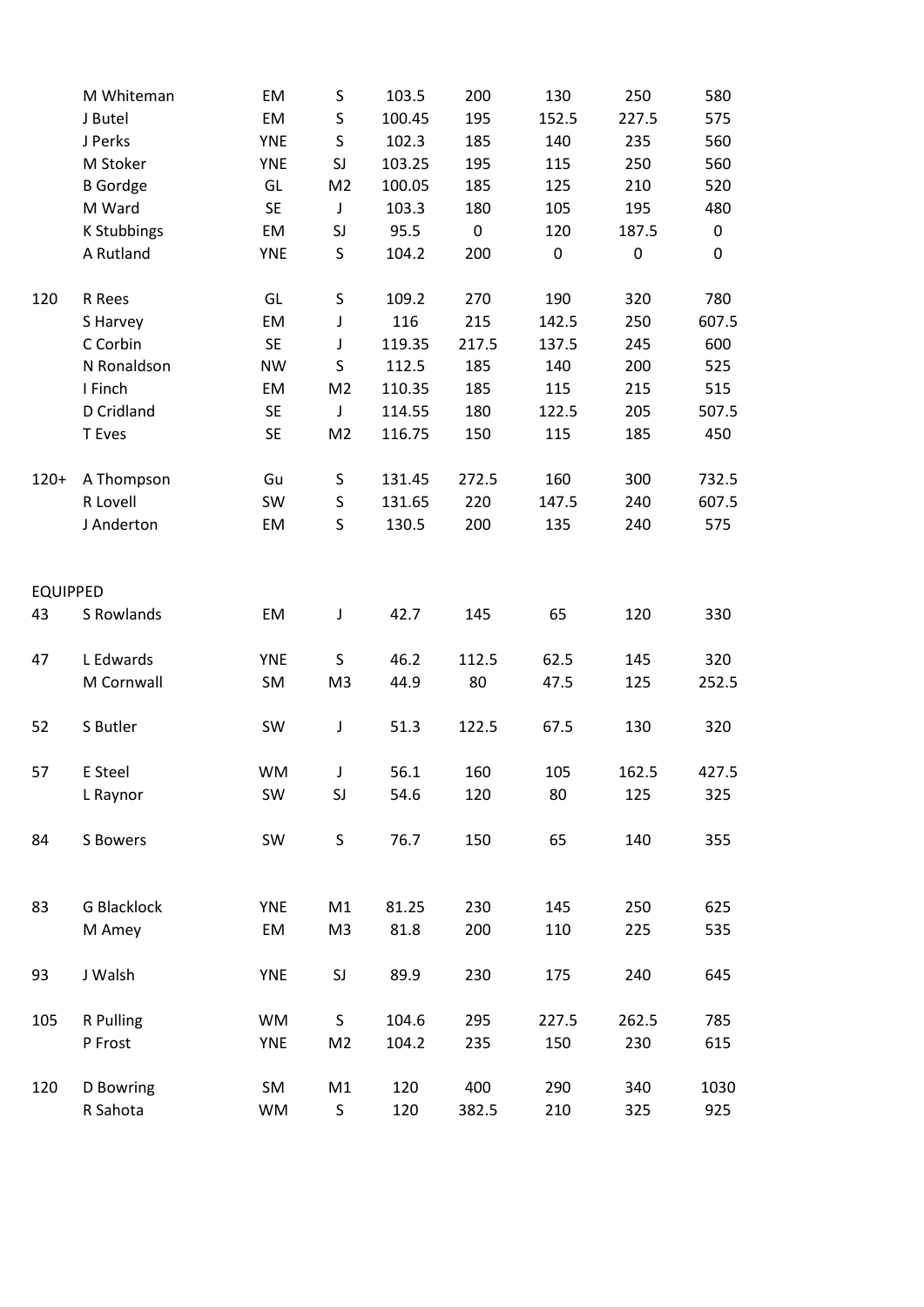| | | | | | | | | |
|---|---|---|---|---|---|---|---|---|
| | M Whiteman | EM | S | 103.5 | 200 | 130 | 250 | 580 |
| | J Butel | EM | S | 100.45 | 195 | 152.5 | 227.5 | 575 |
| | J Perks | YNE | S | 102.3 | 185 | 140 | 235 | 560 |
| | M Stoker | YNE | SJ | 103.25 | 195 | 115 | 250 | 560 |
| | B Gordge | GL | M2 | 100.05 | 185 | 125 | 210 | 520 |
| | M Ward | SE | J | 103.3 | 180 | 105 | 195 | 480 |
| | K Stubbings | EM | SJ | 95.5 | 0 | 120 | 187.5 | 0 |
| | A Rutland | YNE | S | 104.2 | 200 | 0 | 0 | 0 |
| | | | | | | | | |
| 120 | R Rees | GL | S | 109.2 | 270 | 190 | 320 | 780 |
| | S Harvey | EM | J | 116 | 215 | 142.5 | 250 | 607.5 |
| | C Corbin | SE | J | 119.35 | 217.5 | 137.5 | 245 | 600 |
| | N Ronaldson | NW | S | 112.5 | 185 | 140 | 200 | 525 |
| | I Finch | EM | M2 | 110.35 | 185 | 115 | 215 | 515 |
| | D Cridland | SE | J | 114.55 | 180 | 122.5 | 205 | 507.5 |
| | T Eves | SE | M2 | 116.75 | 150 | 115 | 185 | 450 |
| | | | | | | | | |
| 120+ | A Thompson | Gu | S | 131.45 | 272.5 | 160 | 300 | 732.5 |
| | R Lovell | SW | S | 131.65 | 220 | 147.5 | 240 | 607.5 |
| | J Anderton | EM | S | 130.5 | 200 | 135 | 240 | 575 |
| | | | | | | | | |
| EQUIPPED | | | | | | | | |
| 43 | S Rowlands | EM | J | 42.7 | 145 | 65 | 120 | 330 |
| | | | | | | | | |
| 47 | L Edwards | YNE | S | 46.2 | 112.5 | 62.5 | 145 | 320 |
| | M Cornwall | SM | M3 | 44.9 | 80 | 47.5 | 125 | 252.5 |
| | | | | | | | | |
| 52 | S Butler | SW | J | 51.3 | 122.5 | 67.5 | 130 | 320 |
| | | | | | | | | |
| 57 | E Steel | WM | J | 56.1 | 160 | 105 | 162.5 | 427.5 |
| | L Raynor | SW | SJ | 54.6 | 120 | 80 | 125 | 325 |
| | | | | | | | | |
| 84 | S Bowers | SW | S | 76.7 | 150 | 65 | 140 | 355 |
| | | | | | | | | |
| 83 | G Blacklock | YNE | M1 | 81.25 | 230 | 145 | 250 | 625 |
| | M Amey | EM | M3 | 81.8 | 200 | 110 | 225 | 535 |
| | | | | | | | | |
| 93 | J Walsh | YNE | SJ | 89.9 | 230 | 175 | 240 | 645 |
| | | | | | | | | |
| 105 | R Pulling | WM | S | 104.6 | 295 | 227.5 | 262.5 | 785 |
| | P Frost | YNE | M2 | 104.2 | 235 | 150 | 230 | 615 |
| | | | | | | | | |
| 120 | D Bowring | SM | M1 | 120 | 400 | 290 | 340 | 1030 |
| | R Sahota | WM | S | 120 | 382.5 | 210 | 325 | 925 |